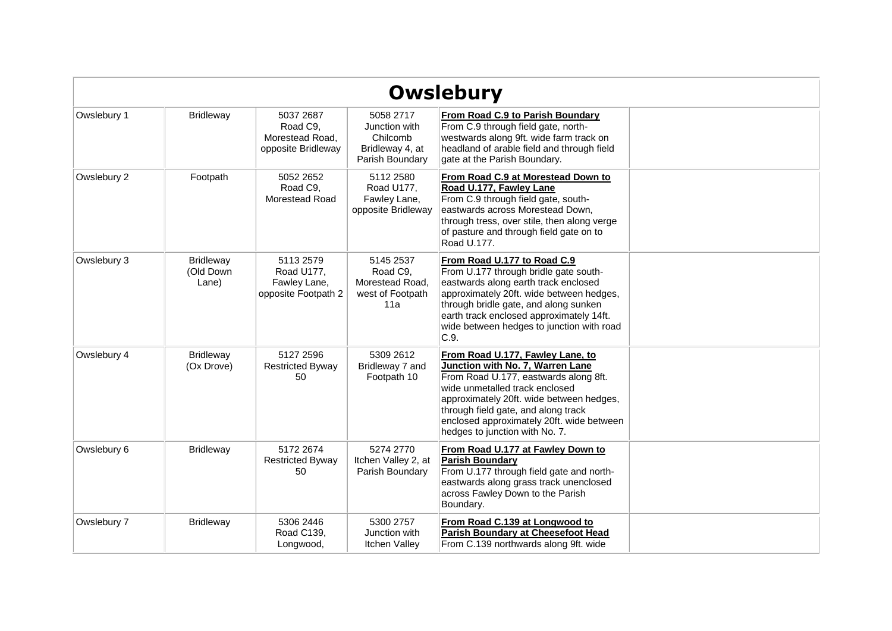# Owslebury

| | | | | | |
|---|---|---|---|---|---|
| Owslebury 1 | Bridleway | 5037 2687 Road C9, Morestead Road, opposite Bridleway | 5058 2717 Junction with Chilcomb Bridleway 4, at Parish Boundary | **From Road C.9 to Parish Boundary** From C.9 through field gate, north-westwards along 9ft. wide farm track on headland of arable field and through field gate at the Parish Boundary. | |
| Owslebury 2 | Footpath | 5052 2652 Road C9, Morestead Road | 5112 2580 Road U177, Fawley Lane, opposite Bridleway | **From Road C.9 at Morestead Down to Road U.177, Fawley Lane** From C.9 through field gate, south-eastwards across Morestead Down, through tress, over stile, then along verge of pasture and through field gate on to Road U.177. | |
| Owslebury 3 | Bridleway (Old Down Lane) | 5113 2579 Road U177, Fawley Lane, opposite Footpath 2 | 5145 2537 Road C9, Morestead Road, west of Footpath 11a | **From Road U.177 to Road C.9** From U.177 through bridle gate south-eastwards along earth track enclosed approximately 20ft. wide between hedges, through bridle gate, and along sunken earth track enclosed approximately 14ft. wide between hedges to junction with road C.9. | |
| Owslebury 4 | Bridleway (Ox Drove) | 5127 2596 Restricted Byway 50 | 5309 2612 Bridleway 7 and Footpath 10 | **From Road U.177, Fawley Lane, to Junction with No. 7, Warren Lane** From Road U.177, eastwards along 8ft. wide unmetalled track enclosed approximately 20ft. wide between hedges, through field gate, and along track enclosed approximately 20ft. wide between hedges to junction with No. 7. | |
| Owslebury 6 | Bridleway | 5172 2674 Restricted Byway 50 | 5274 2770 Itchen Valley 2, at Parish Boundary | **From Road U.177 at Fawley Down to Parish Boundary** From U.177 through field gate and north-eastwards along grass track unenclosed across Fawley Down to the Parish Boundary. | |
| Owslebury 7 | Bridleway | 5306 2446 Road C139, Longwood, | 5300 2757 Junction with Itchen Valley | **From Road C.139 at Longwood to Parish Boundary at Cheesefoot Head** From C.139 northwards along 9ft. wide | |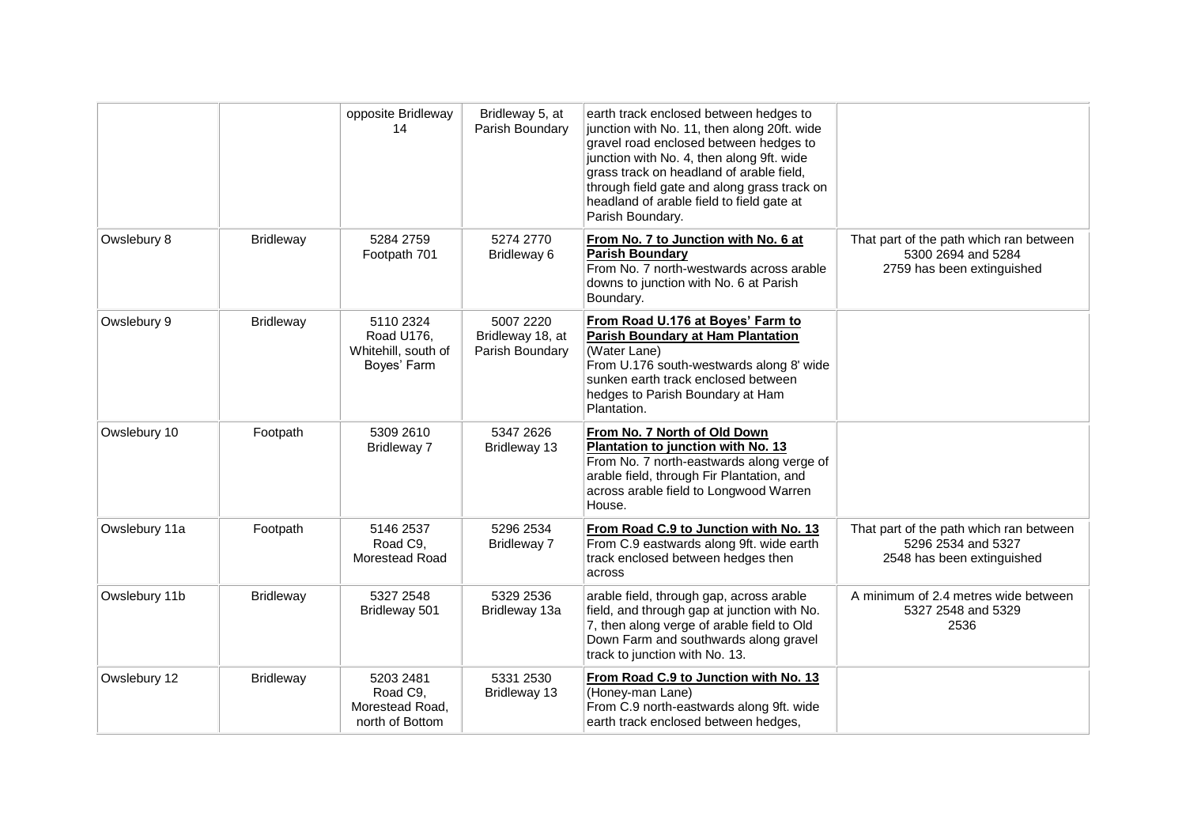| | | | | | |
|---|---|---|---|---|---|
| | | opposite Bridleway 14 | Bridleway 5, at Parish Boundary | earth track enclosed between hedges to junction with No. 11, then along 20ft. wide gravel road enclosed between hedges to junction with No. 4, then along 9ft. wide grass track on headland of arable field, through field gate and along grass track on headland of arable field to field gate at Parish Boundary. | |
| Owslebury 8 | Bridleway | 5284 2759 Footpath 701 | 5274 2770 Bridleway 6 | **From No. 7 to Junction with No. 6 at Parish Boundary** From No. 7 north-westwards across arable downs to junction with No. 6 at Parish Boundary. | That part of the path which ran between 5300 2694 and 5284 2759 has been extinguished |
| Owslebury 9 | Bridleway | 5110 2324 Road U176, Whitehill, south of Boyes' Farm | 5007 2220 Bridleway 18, at Parish Boundary | **From Road U.176 at Boyes' Farm to Parish Boundary at Ham Plantation** (Water Lane) From U.176 south-westwards along 8' wide sunken earth track enclosed between hedges to Parish Boundary at Ham Plantation. | |
| Owslebury 10 | Footpath | 5309 2610 Bridleway 7 | 5347 2626 Bridleway 13 | **From No. 7 North of Old Down Plantation to junction with No. 13** From No. 7 north-eastwards along verge of arable field, through Fir Plantation, and across arable field to Longwood Warren House. | |
| Owslebury 11a | Footpath | 5146 2537 Road C9, Morestead Road | 5296 2534 Bridleway 7 | **From Road C.9 to Junction with No. 13** From C.9 eastwards along 9ft. wide earth track enclosed between hedges then across | That part of the path which ran between 5296 2534 and 5327 2548 has been extinguished |
| Owslebury 11b | Bridleway | 5327 2548 Bridleway 501 | 5329 2536 Bridleway 13a | arable field, through gap, across arable field, and through gap at junction with No. 7, then along verge of arable field to Old Down Farm and southwards along gravel track to junction with No. 13. | A minimum of 2.4 metres wide between 5327 2548 and 5329 2536 |
| Owslebury 12 | Bridleway | 5203 2481 Road C9, Morestead Road, north of Bottom | 5331 2530 Bridleway 13 | **From Road C.9 to Junction with No. 13** (Honey-man Lane) From C.9 north-eastwards along 9ft. wide earth track enclosed between hedges, | |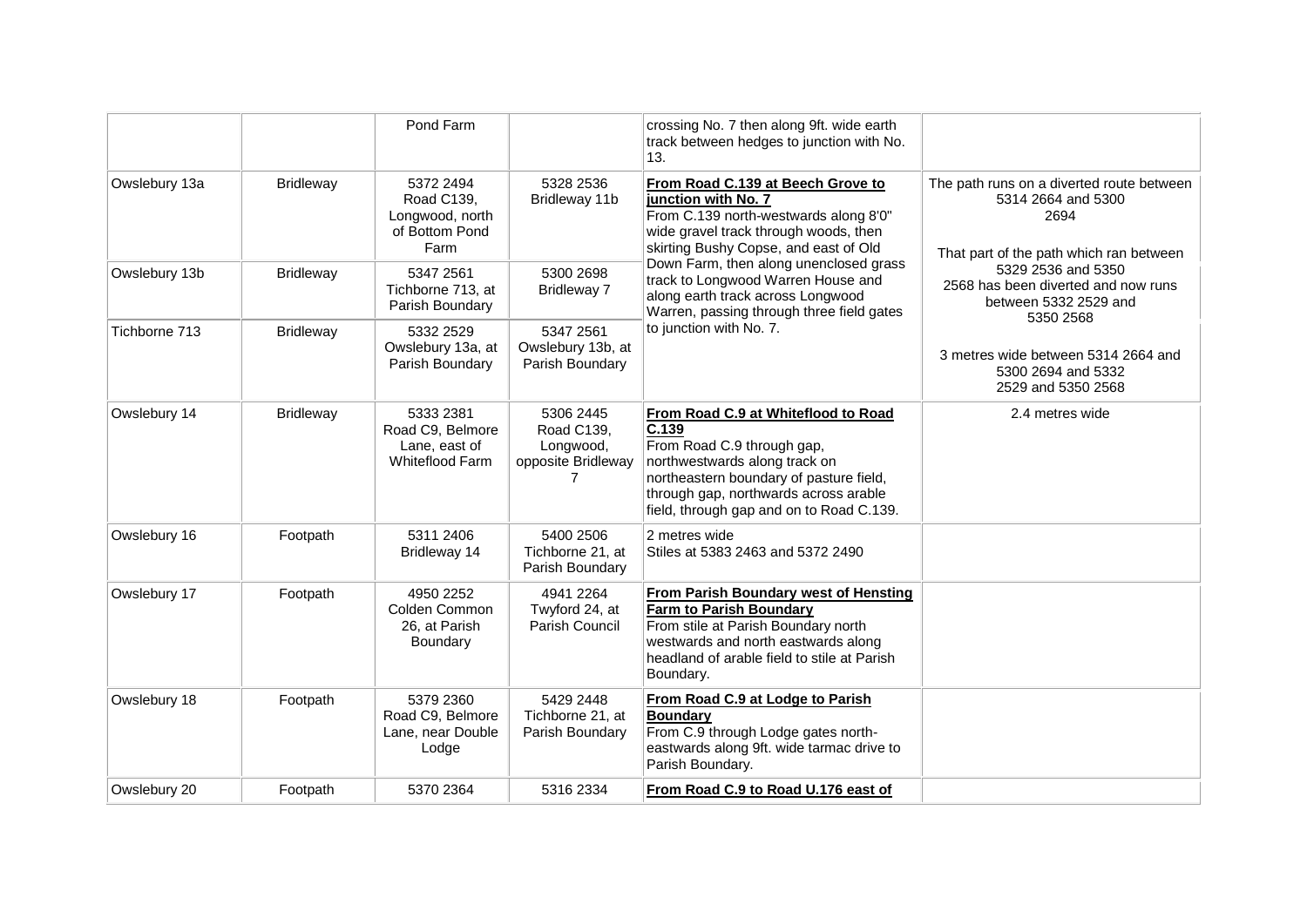| | | | | | |
|---|---|---|---|---|---|
| | | Pond Farm | | crossing No. 7 then along 9ft. wide earth track between hedges to junction with No. 13. | |
| Owslebury 13a | Bridleway | 5372 2494 Road C139, Longwood, north of Bottom Pond Farm | 5328 2536 Bridleway 11b | **From Road C.139 at Beech Grove to junction with No. 7** From C.139 north-westwards along 8'0" wide gravel track through woods, then skirting Bushy Copse, and east of Old Down Farm, then along unenclosed grass track to Longwood Warren House and along earth track across Longwood Warren, passing through three field gates to junction with No. 7. | The path runs on a diverted route between 5314 2664 and 5300 2694 That part of the path which ran between 5329 2536 and 5350 2568 has been diverted and now runs between 5332 2529 and 5350 2568 3 metres wide between 5314 2664 and 5300 2694 and 5332 2529 and 5350 2568 |
| Owslebury 13b | Bridleway | 5347 2561 Tichborne 713, at Parish Boundary | 5300 2698 Bridleway 7 | | |
| Tichborne 713 | Bridleway | 5332 2529 Owslebury 13a, at Parish Boundary | 5347 2561 Owslebury 13b, at Parish Boundary | | |
| Owslebury 14 | Bridleway | 5333 2381 Road C9, Belmore Lane, east of Whiteflood Farm | 5306 2445 Road C139, Longwood, opposite Bridleway 7 | **From Road C.9 at Whiteflood to Road C.139** From Road C.9 through gap, northwestwards along track on northeastern boundary of pasture field, through gap, northwards across arable field, through gap and on to Road C.139. | 2.4 metres wide |
| Owslebury 16 | Footpath | 5311 2406 Bridleway 14 | 5400 2506 Tichborne 21, at Parish Boundary | 2 metres wide Stiles at 5383 2463 and 5372 2490 | |
| Owslebury 17 | Footpath | 4950 2252 Colden Common 26, at Parish Boundary | 4941 2264 Twyford 24, at Parish Council | **From Parish Boundary west of Hensting Farm to Parish Boundary** From stile at Parish Boundary north westwards and north eastwards along headland of arable field to stile at Parish Boundary. | |
| Owslebury 18 | Footpath | 5379 2360 Road C9, Belmore Lane, near Double Lodge | 5429 2448 Tichborne 21, at Parish Boundary | **From Road C.9 at Lodge to Parish Boundary** From C.9 through Lodge gates north-eastwards along 9ft. wide tarmac drive to Parish Boundary. | |
| Owslebury 20 | Footpath | 5370 2364 | 5316 2334 | **From Road C.9 to Road U.176 east of** | |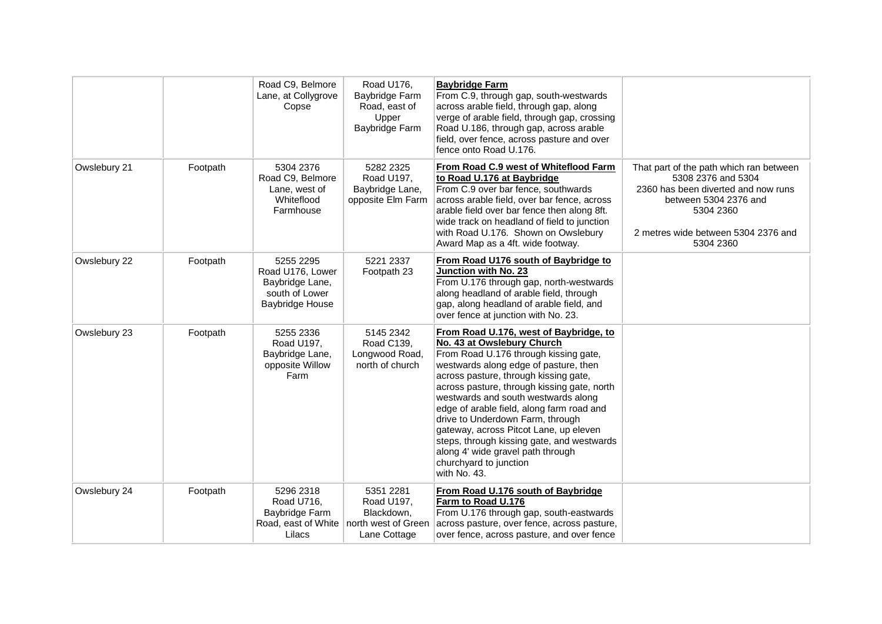| | | | | | |
|---|---|---|---|---|---|
| | | Road C9, Belmore Lane, at Collygrove Copse | Road U176, Baybridge Farm Road, east of Upper Baybridge Farm | **Baybridge Farm**<br>From C.9, through gap, south-westwards across arable field, through gap, along verge of arable field, through gap, crossing Road U.186, through gap, across arable field, over fence, across pasture and over fence onto Road U.176. | |
| Owslebury 21 | Footpath | 5304 2376<br>Road C9, Belmore Lane, west of Whiteflood Farmhouse | 5282 2325<br>Road U197, Baybridge Lane, opposite Elm Farm | **From Road C.9 west of Whiteflood Farm to Road U.176 at Baybridge**<br>From C.9 over bar fence, southwards across arable field, over bar fence, across arable field over bar fence then along 8ft. wide track on headland of field to junction with Road U.176. Shown on Owslebury Award Map as a 4ft. wide footway. | That part of the path which ran between 5308 2376 and 5304 2360 has been diverted and now runs between 5304 2376 and 5304 2360<br><br>2 metres wide between 5304 2376 and 5304 2360 |
| Owslebury 22 | Footpath | 5255 2295<br>Road U176, Lower Baybridge Lane, south of Lower Baybridge House | 5221 2337<br>Footpath 23 | **From Road U176 south of Baybridge to Junction with No. 23**<br>From U.176 through gap, north-westwards along headland of arable field, through gap, along headland of arable field, and over fence at junction with No. 23. | |
| Owslebury 23 | Footpath | 5255 2336<br>Road U197, Baybridge Lane, opposite Willow Farm | 5145 2342<br>Road C139, Longwood Road, north of church | **From Road U.176, west of Baybridge, to No. 43 at Owslebury Church**<br>From Road U.176 through kissing gate, westwards along edge of pasture, then across pasture, through kissing gate, across pasture, through kissing gate, north westwards and south westwards along edge of arable field, along farm road and drive to Underdown Farm, through gateway, across Pitcot Lane, up eleven steps, through kissing gate, and westwards along 4' wide gravel path through churchyard to junction with No. 43. | |
| Owslebury 24 | Footpath | 5296 2318<br>Road U716, Baybridge Farm Road, east of White Lilacs | 5351 2281<br>Road U197, Blackdown, north west of Green Lane Cottage | **From Road U.176 south of Baybridge Farm to Road U.176**<br>From U.176 through gap, south-eastwards across pasture, over fence, across pasture, over fence, across pasture, and over fence | |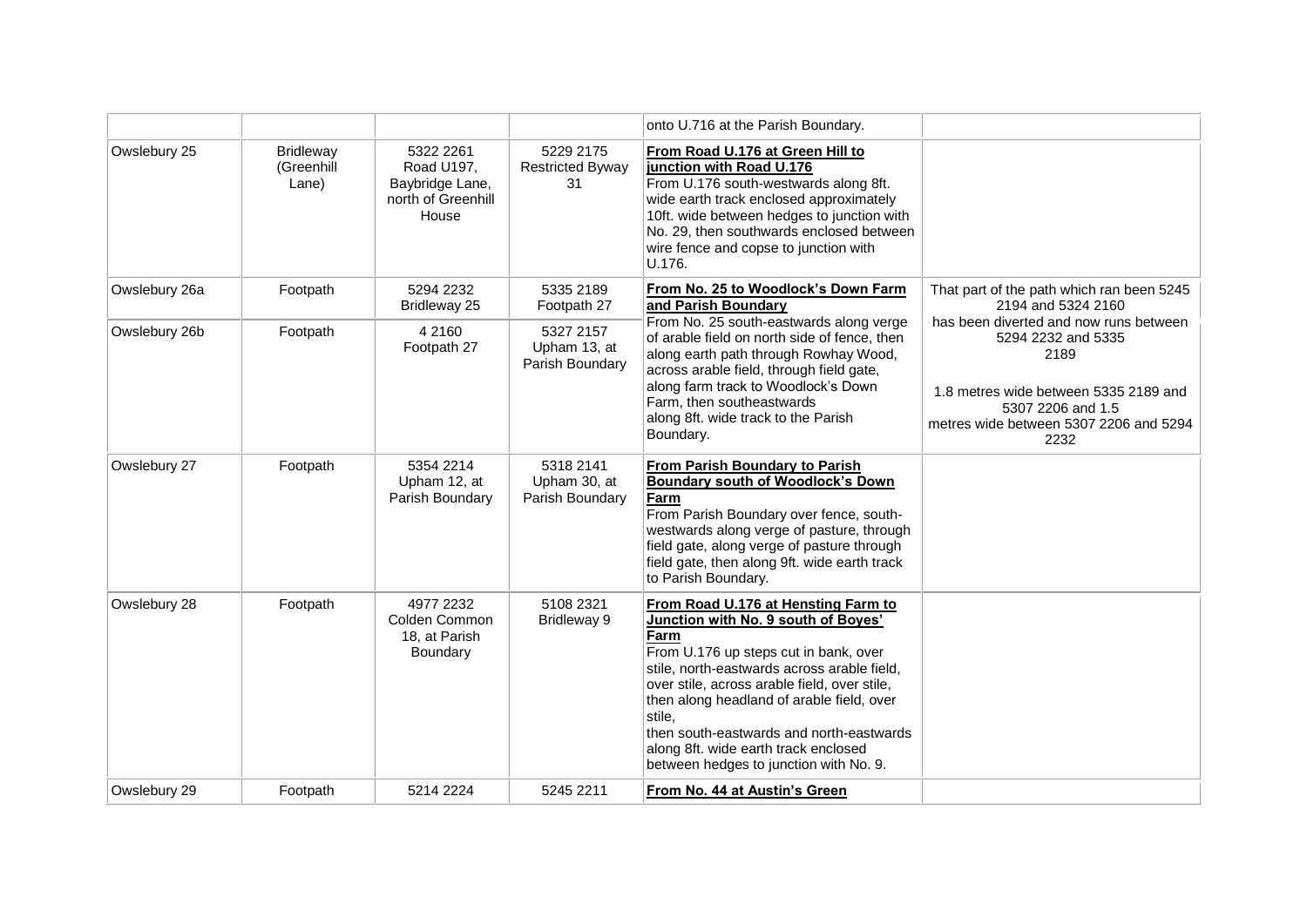| | | | | onto U.716 at the Parish Boundary. | |
|---|---|---|---|---|---|
| Owslebury 25 | Bridleway (Greenhill Lane) | 5322 2261 Road U197, Baybridge Lane, north of Greenhill House | 5229 2175 Restricted Byway 31 | **From Road U.176 at Green Hill to junction with Road U.176** From U.176 south-westwards along 8ft. wide earth track enclosed approximately 10ft. wide between hedges to junction with No. 29, then southwards enclosed between wire fence and copse to junction with U.176. | |
| Owslebury 26a | Footpath | 5294 2232 Bridleway 25 | 5335 2189 Footpath 27 | **From No. 25 to Woodlock's Down Farm and Parish Boundary** From No. 25 south-eastwards along verge of arable field on north side of fence, then along earth path through Rowhay Wood, across arable field, through field gate, along farm track to Woodlock's Down Farm, then southeastwards along 8ft. wide track to the Parish Boundary. | That part of the path which ran been 5245 2194 and 5324 2160 has been diverted and now runs between 5294 2232 and 5335 2189<br><br>1.8 metres wide between 5335 2189 and 5307 2206 and 1.5 metres wide between 5307 2206 and 5294 2232 |
| Owslebury 26b | Footpath | 4 2160 Footpath 27 | 5327 2157 Upham 13, at Parish Boundary | | |
| Owslebury 27 | Footpath | 5354 2214 Upham 12, at Parish Boundary | 5318 2141 Upham 30, at Parish Boundary | **From Parish Boundary to Parish Boundary south of Woodlock's Down Farm** From Parish Boundary over fence, south-westwards along verge of pasture, through field gate, along verge of pasture through field gate, then along 9ft. wide earth track to Parish Boundary. | |
| Owslebury 28 | Footpath | 4977 2232 Colden Common 18, at Parish Boundary | 5108 2321 Bridleway 9 | **From Road U.176 at Hensting Farm to Junction with No. 9 south of Boyes' Farm** From U.176 up steps cut in bank, over stile, north-eastwards across arable field, over stile, across arable field, over stile, then along headland of arable field, over stile, then south-eastwards and north-eastwards along 8ft. wide earth track enclosed between hedges to junction with No. 9. | |
| Owslebury 29 | Footpath | 5214 2224 | 5245 2211 | **From No. 44 at Austin's Green** | |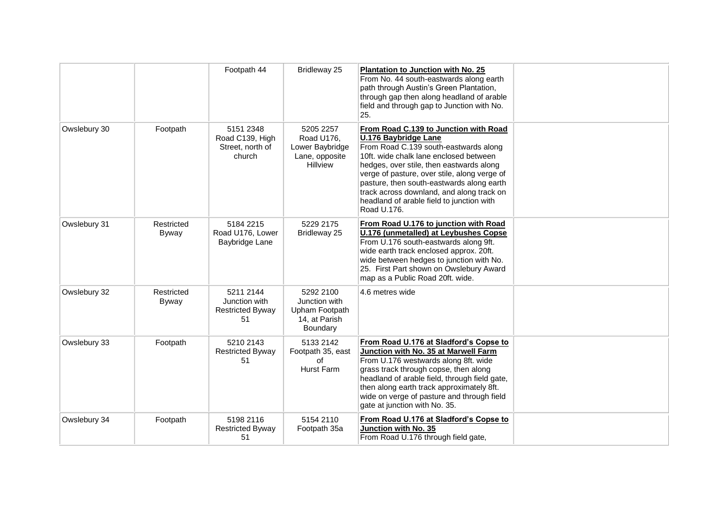| | | Footpath 44 | Bridleway 25 | **Plantation to Junction with No. 25**<br>From No. 44 south-eastwards along earth path through Austin's Green Plantation, through gap then along headland of arable field and through gap to Junction with No. 25. | |
|---|---|---|---|---|---|
| Owslebury 30 | Footpath | 5151 2348<br>Road C139, High Street, north of church | 5205 2257<br>Road U176, Lower Baybridge Lane, opposite Hillview | **From Road C.139 to Junction with Road U.176 Baybridge Lane**<br>From Road C.139 south-eastwards along 10ft. wide chalk lane enclosed between hedges, over stile, then eastwards along verge of pasture, over stile, along verge of pasture, then south-eastwards along earth track across downland, and along track on headland of arable field to junction with Road U.176. | |
| Owslebury 31 | Restricted Byway | 5184 2215<br>Road U176, Lower Baybridge Lane | 5229 2175<br>Bridleway 25 | **From Road U.176 to junction with Road U.176 (unmetalled) at Leybushes Copse**<br>From U.176 south-eastwards along 9ft. wide earth track enclosed approx. 20ft. wide between hedges to junction with No. 25. First Part shown on Owslebury Award map as a Public Road 20ft. wide. | |
| Owslebury 32 | Restricted Byway | 5211 2144<br>Junction with Restricted Byway 51 | 5292 2100<br>Junction with Upham Footpath 14, at Parish Boundary | 4.6 metres wide | |
| Owslebury 33 | Footpath | 5210 2143<br>Restricted Byway 51 | 5133 2142<br>Footpath 35, east of Hurst Farm | **From Road U.176 at Sladford's Copse to Junction with No. 35 at Marwell Farm**<br>From U.176 westwards along 8ft. wide grass track through copse, then along headland of arable field, through field gate, then along earth track approximately 8ft. wide on verge of pasture and through field gate at junction with No. 35. | |
| Owslebury 34 | Footpath | 5198 2116<br>Restricted Byway 51 | 5154 2110<br>Footpath 35a | **From Road U.176 at Sladford's Copse to Junction with No. 35**<br>From Road U.176 through field gate, | |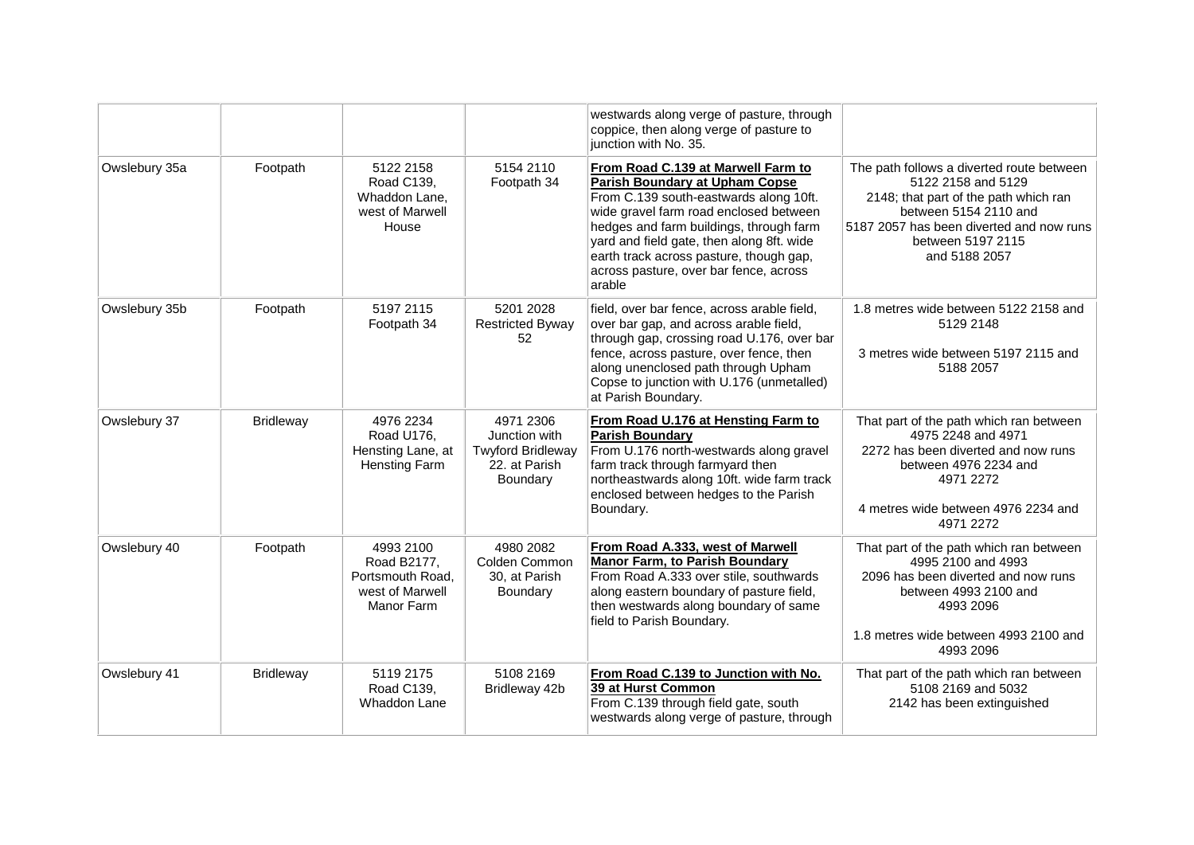|  |  |  |  | westwards along verge of pasture, through coppice, then along verge of pasture to junction with No. 35. |  |
|---|---|---|---|---|---|
| Owslebury 35a | Footpath | 5122 2158 Road C139, Whaddon Lane, west of Marwell House | 5154 2110 Footpath 34 | **From Road C.139 at Marwell Farm to Parish Boundary at Upham Copse** From C.139 south-eastwards along 10ft. wide gravel farm road enclosed between hedges and farm buildings, through farm yard and field gate, then along 8ft. wide earth track across pasture, though gap, across pasture, over bar fence, across arable | The path follows a diverted route between 5122 2158 and 5129 2148; that part of the path which ran between 5154 2110 and 5187 2057 has been diverted and now runs between 5197 2115 and 5188 2057 |
| Owslebury 35b | Footpath | 5197 2115 Footpath 34 | 5201 2028 Restricted Byway 52 | field, over bar fence, across arable field, over bar gap, and across arable field, through gap, crossing road U.176, over bar fence, across pasture, over fence, then along unenclosed path through Upham Copse to junction with U.176 (unmetalled) at Parish Boundary. | 1.8 metres wide between 5122 2158 and 5129 2148<br><br>3 metres wide between 5197 2115 and 5188 2057 |
| Owslebury 37 | Bridleway | 4976 2234 Road U176, Hensting Lane, at Hensting Farm | 4971 2306 Junction with Twyford Bridleway 22. at Parish Boundary | **From Road U.176 at Hensting Farm to Parish Boundary** From U.176 north-westwards along gravel farm track through farmyard then northeastwards along 10ft. wide farm track enclosed between hedges to the Parish Boundary. | That part of the path which ran between 4975 2248 and 4971 2272 has been diverted and now runs between 4976 2234 and 4971 2272<br><br>4 metres wide between 4976 2234 and 4971 2272 |
| Owslebury 40 | Footpath | 4993 2100 Road B2177, Portsmouth Road, west of Marwell Manor Farm | 4980 2082 Colden Common 30, at Parish Boundary | **From Road A.333, west of Marwell Manor Farm, to Parish Boundary** From Road A.333 over stile, southwards along eastern boundary of pasture field, then westwards along boundary of same field to Parish Boundary. | That part of the path which ran between 4995 2100 and 4993 2096 has been diverted and now runs between 4993 2100 and 4993 2096<br><br>1.8 metres wide between 4993 2100 and 4993 2096 |
| Owslebury 41 | Bridleway | 5119 2175 Road C139, Whaddon Lane | 5108 2169 Bridleway 42b | **From Road C.139 to Junction with No. 39 at Hurst Common** From C.139 through field gate, south westwards along verge of pasture, through | That part of the path which ran between 5108 2169 and 5032 2142 has been extinguished |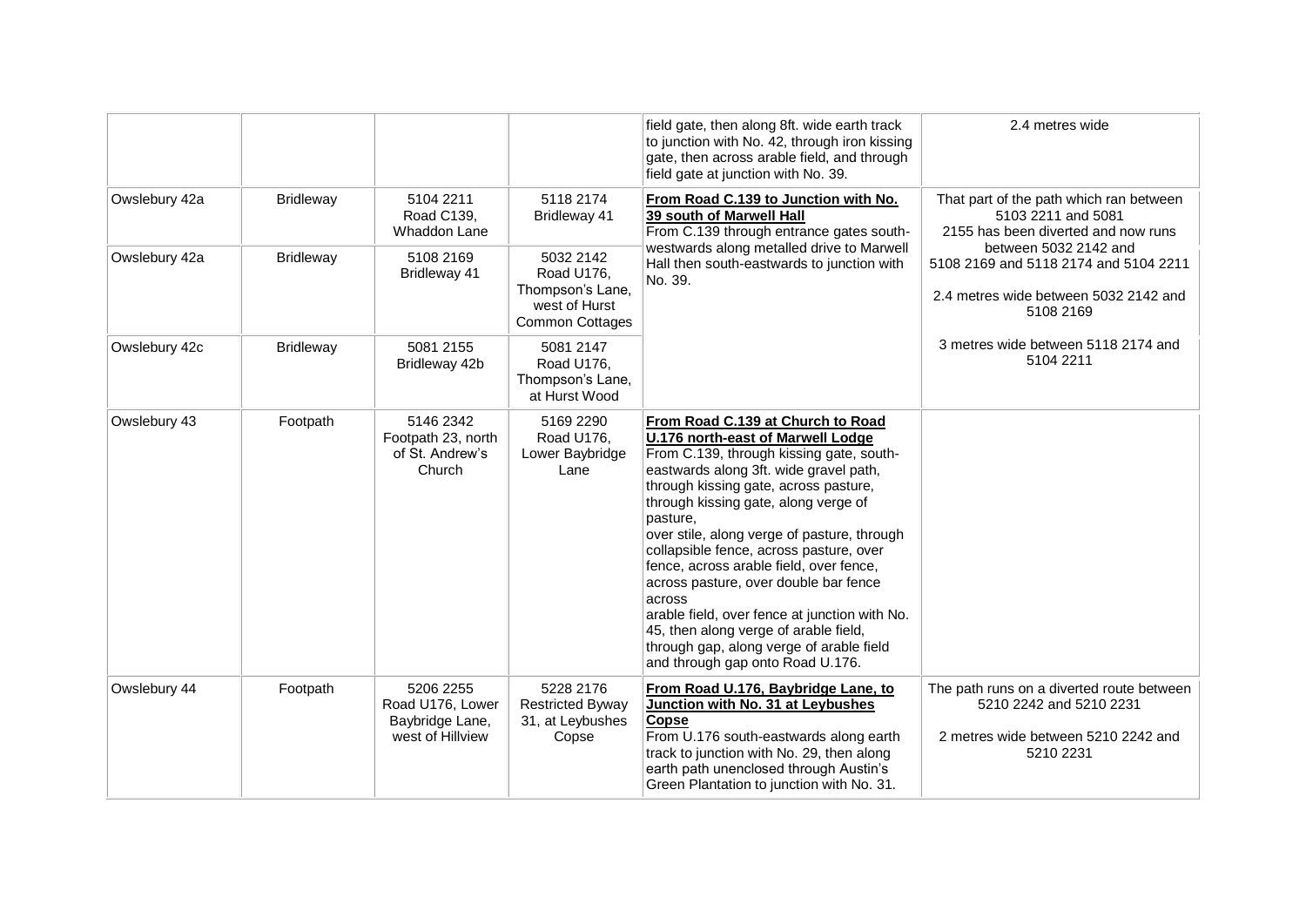| | | | | field gate, then along 8ft. wide earth track to junction with No. 42, through iron kissing gate, then across arable field, and through field gate at junction with No. 39. | 2.4 metres wide |
|---|---|---|---|---|---|
| Owslebury 42a | Bridleway | 5104 2211 Road C139, Whaddon Lane | 5118 2174 Bridleway 41 | **From Road C.139 to Junction with No. 39 south of Marwell Hall** From C.139 through entrance gates south-westwards along metalled drive to Marwell Hall then south-eastwards to junction with No. 39. | That part of the path which ran between 5103 2211 and 5081 2155 has been diverted and now runs between 5032 2142 and 5108 2169 and 5118 2174 and 5104 2211<br><br>2.4 metres wide between 5032 2142 and 5108 2169<br><br>3 metres wide between 5118 2174 and 5104 2211 |
| Owslebury 42a | Bridleway | 5108 2169 Bridleway 41 | 5032 2142 Road U176, Thompson's Lane, west of Hurst Common Cottages | | |
| Owslebury 42c | Bridleway | 5081 2155 Bridleway 42b | 5081 2147 Road U176, Thompson's Lane, at Hurst Wood | | |
| Owslebury 43 | Footpath | 5146 2342 Footpath 23, north of St. Andrew's Church | 5169 2290 Road U176, Lower Baybridge Lane | **From Road C.139 at Church to Road U.176 north-east of Marwell Lodge** From C.139, through kissing gate, south-eastwards along 3ft. wide gravel path, through kissing gate, across pasture, through kissing gate, along verge of pasture, over stile, along verge of pasture, through collapsible fence, across pasture, over fence, across arable field, over fence, across pasture, over double bar fence across arable field, over fence at junction with No. 45, then along verge of arable field, through gap, along verge of arable field and through gap onto Road U.176. | |
| Owslebury 44 | Footpath | 5206 2255 Road U176, Lower Baybridge Lane, west of Hillview | 5228 2176 Restricted Byway 31, at Leybushes Copse | **From Road U.176, Baybridge Lane, to Junction with No. 31 at Leybushes Copse** From U.176 south-eastwards along earth track to junction with No. 29, then along earth path unenclosed through Austin's Green Plantation to junction with No. 31. | The path runs on a diverted route between 5210 2242 and 5210 2231<br><br>2 metres wide between 5210 2242 and 5210 2231 |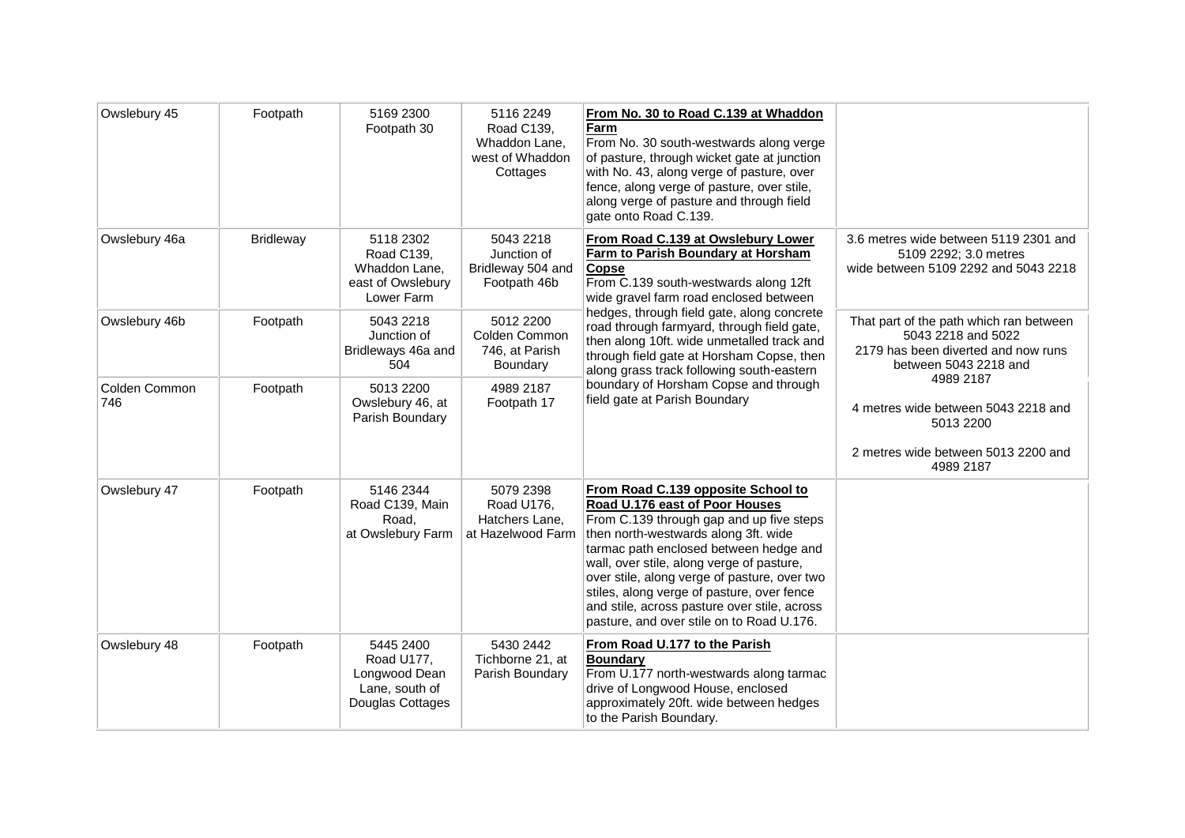| Owslebury 45 | Footpath | 5169 2300 Footpath 30 | 5116 2249 Road C139, Whaddon Lane, west of Whaddon Cottages | **From No. 30 to Road C.139 at Whaddon Farm** From No. 30 south-westwards along verge of pasture, through wicket gate at junction with No. 43, along verge of pasture, over fence, along verge of pasture, over stile, along verge of pasture and through field gate onto Road C.139. | |
|---|---|---|---|---|---|
| Owslebury 46a | Bridleway | 5118 2302 Road C139, Whaddon Lane, east of Owslebury Lower Farm | 5043 2218 Junction of Bridleway 504 and Footpath 46b | **From Road C.139 at Owslebury Lower Farm to Parish Boundary at Horsham Copse** From C.139 south-westwards along 12ft wide gravel farm road enclosed between hedges, through field gate, along concrete road through farmyard, through field gate, then along 10ft. wide unmetalled track and through field gate at Horsham Copse, then along grass track following south-eastern boundary of Horsham Copse and through field gate at Parish Boundary | 3.6 metres wide between 5119 2301 and 5109 2292; 3.0 metres wide between 5109 2292 and 5043 2218 |
| Owslebury 46b | Footpath | 5043 2218 Junction of Bridleways 46a and 504 | 5012 2200 Colden Common 746, at Parish Boundary | | That part of the path which ran between 5043 2218 and 5022 2179 has been diverted and now runs between 5043 2218 and 4989 2187 |
| Colden Common 746 | Footpath | 5013 2200 Owslebury 46, at Parish Boundary | 4989 2187 Footpath 17 | | 4 metres wide between 5043 2218 and 5013 2200<br><br>2 metres wide between 5013 2200 and 4989 2187 |
| Owslebury 47 | Footpath | 5146 2344 Road C139, Main Road, at Owslebury Farm | 5079 2398 Road U176, Hatchers Lane, at Hazelwood Farm | **From Road C.139 opposite School to Road U.176 east of Poor Houses** From C.139 through gap and up five steps then north-westwards along 3ft. wide tarmac path enclosed between hedge and wall, over stile, along verge of pasture, over stile, along verge of pasture, over two stiles, along verge of pasture, over fence and stile, across pasture over stile, across pasture, and over stile on to Road U.176. | |
| Owslebury 48 | Footpath | 5445 2400 Road U177, Longwood Dean Lane, south of Douglas Cottages | 5430 2442 Tichborne 21, at Parish Boundary | **From Road U.177 to the Parish Boundary** From U.177 north-westwards along tarmac drive of Longwood House, enclosed approximately 20ft. wide between hedges to the Parish Boundary. | |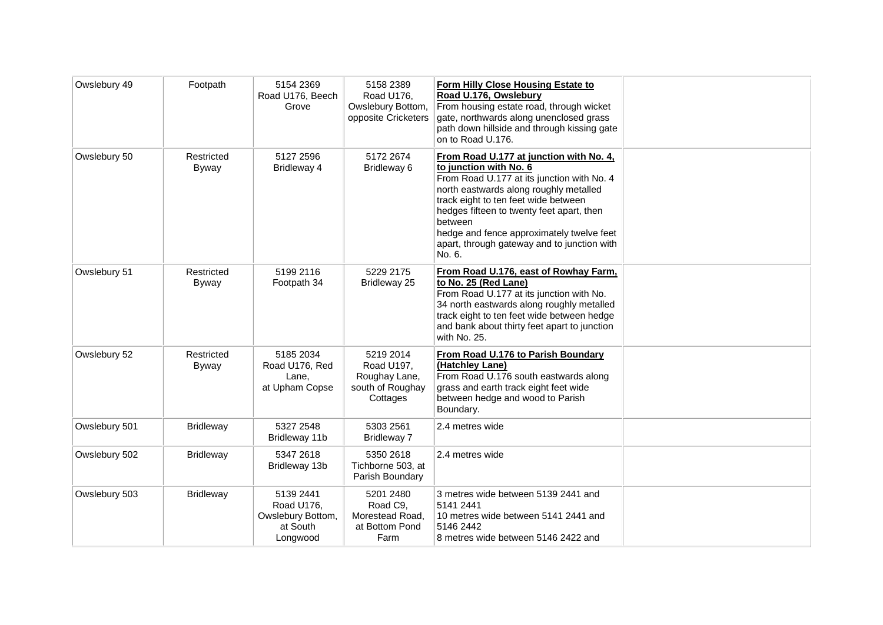| Owslebury 49 | Footpath | 5154 2369 Road U176, Beech Grove | 5158 2389 Road U176, Owslebury Bottom, opposite Cricketers | **Form Hilly Close Housing Estate to Road U.176, Owslebury** From housing estate road, through wicket gate, northwards along unenclosed grass path down hillside and through kissing gate on to Road U.176. | |
|---|---|---|---|---|---|
| Owslebury 50 | Restricted Byway | 5127 2596 Bridleway 4 | 5172 2674 Bridleway 6 | **From Road U.177 at junction with No. 4, to junction with No. 6** From Road U.177 at its junction with No. 4 north eastwards along roughly metalled track eight to ten feet wide between hedges fifteen to twenty feet apart, then between hedge and fence approximately twelve feet apart, through gateway and to junction with No. 6. | |
| Owslebury 51 | Restricted Byway | 5199 2116 Footpath 34 | 5229 2175 Bridleway 25 | **From Road U.176, east of Rowhay Farm, to No. 25 (Red Lane)** From Road U.177 at its junction with No. 34 north eastwards along roughly metalled track eight to ten feet wide between hedge and bank about thirty feet apart to junction with No. 25. | |
| Owslebury 52 | Restricted Byway | 5185 2034 Road U176, Red Lane, at Upham Copse | 5219 2014 Road U197, Roughay Lane, south of Roughay Cottages | **From Road U.176 to Parish Boundary (Hatchley Lane)** From Road U.176 south eastwards along grass and earth track eight feet wide between hedge and wood to Parish Boundary. | |
| Owslebury 501 | Bridleway | 5327 2548 Bridleway 11b | 5303 2561 Bridleway 7 | 2.4 metres wide | |
| Owslebury 502 | Bridleway | 5347 2618 Bridleway 13b | 5350 2618 Tichborne 503, at Parish Boundary | 2.4 metres wide | |
| Owslebury 503 | Bridleway | 5139 2441 Road U176, Owslebury Bottom, at South Longwood | 5201 2480 Road C9, Morestead Road, at Bottom Pond Farm | 3 metres wide between 5139 2441 and 5141 2441 10 metres wide between 5141 2441 and 5146 2442 8 metres wide between 5146 2422 and | |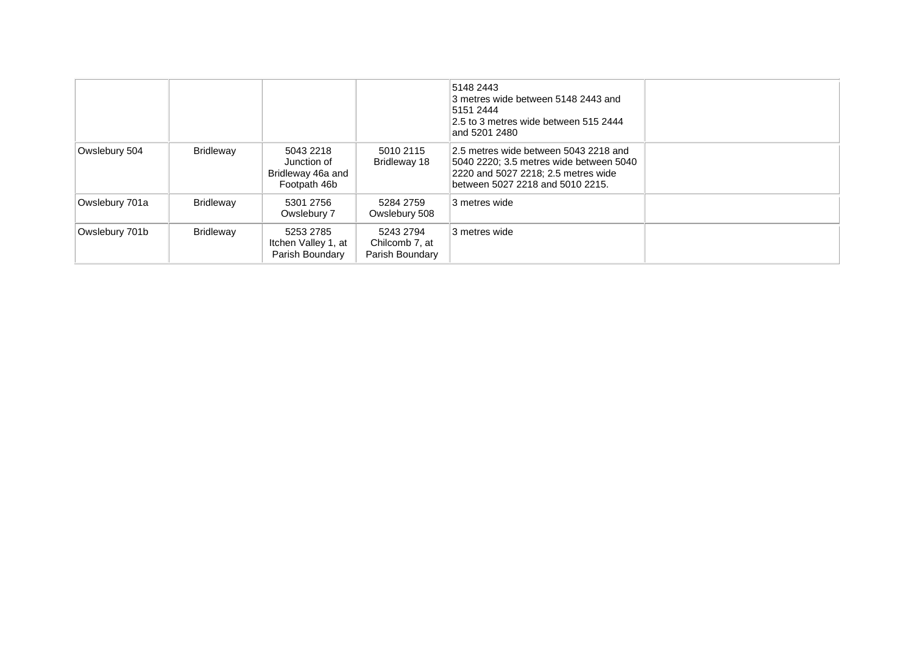| | | | | | |
|---|---|---|---|---|---|
| | | | | 5148 2443<br>3 metres wide between 5148 2443 and 5151 2444<br>2.5 to 3 metres wide between 515 2444 and 5201 2480 | |
| Owslebury 504 | Bridleway | 5043 2218<br>Junction of Bridleway 46a and Footpath 46b | 5010 2115<br>Bridleway 18 | 2.5 metres wide between 5043 2218 and 5040 2220; 3.5 metres wide between 5040 2220 and 5027 2218; 2.5 metres wide between 5027 2218 and 5010 2215. | |
| Owslebury 701a | Bridleway | 5301 2756<br>Owslebury 7 | 5284 2759<br>Owslebury 508 | 3 metres wide | |
| Owslebury 701b | Bridleway | 5253 2785<br>Itchen Valley 1, at Parish Boundary | 5243 2794<br>Chilcomb 7, at Parish Boundary | 3 metres wide | |